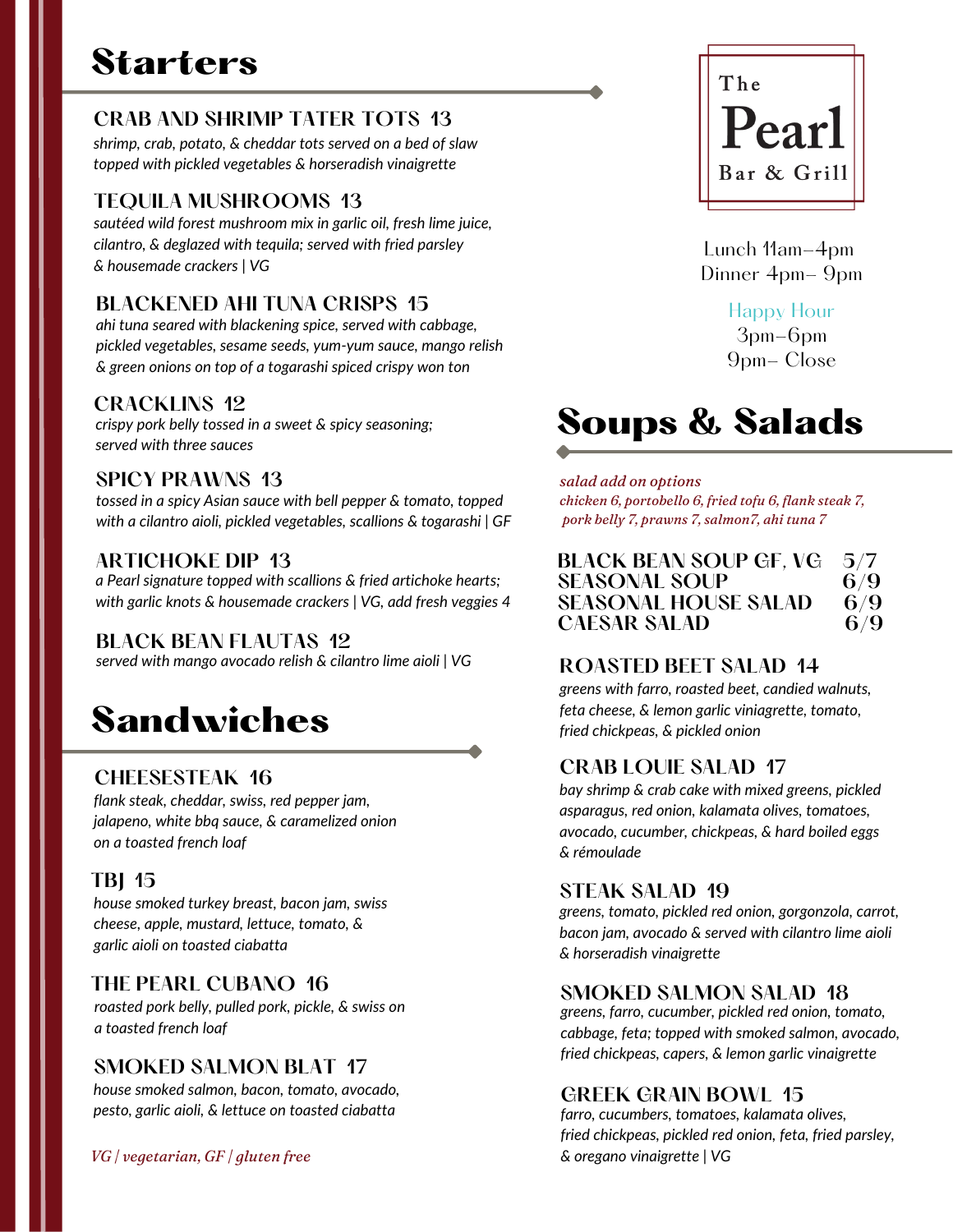# The Pearl Bar & Grill

Lunch 11am–4pm
Dinner 4pm– 9pm

Happy Hour
3pm–6pm
9pm– Close

## Starters

### CRAB AND SHRIMP TATER TOTS 13
*shrimp, crab, potato, & cheddar tots served on a bed of slaw topped with pickled vegetables & horseradish vinaigrette*

### TEQUILA MUSHROOMS 13
*sautéed wild forest mushroom mix in garlic oil, fresh lime juice, cilantro, & deglazed with tequila; served with fried parsley & housemade crackers | VG*

### BLACKENED AHI TUNA CRISPS 15
*ahi tuna seared with blackening spice, served with cabbage, pickled vegetables, sesame seeds, yum-yum sauce, mango relish & green onions on top of a togarashi spiced crispy won ton*

### CRACKLINS 12
*crispy pork belly tossed in a sweet & spicy seasoning; served with three sauces*

### SPICY PRAWNS 13
*tossed in a spicy Asian sauce with bell pepper & tomato, topped with a cilantro aioli, pickled vegetables, scallions & togarashi | GF*

### ARTICHOKE DIP 13
*a Pearl signature topped with scallions & fried artichoke hearts; with garlic knots & housemade crackers | VG, add fresh veggies 4*

### BLACK BEAN FLAUTAS 12
*served with mango avocado relish & cilantro lime aioli | VG*

## Sandwiches

### CHEESESTEAK 16
*flank steak, cheddar, swiss, red pepper jam, jalapeno, white bbq sauce, & caramelized onion on a toasted french loaf*

### TBJ 15
*house smoked turkey breast, bacon jam, swiss cheese, apple, mustard, lettuce, tomato, & garlic aioli on toasted ciabatta*

### THE PEARL CUBANO 16
*roasted pork belly, pulled pork, pickle, & swiss on a toasted french loaf*

### SMOKED SALMON BLAT 17
*house smoked salmon, bacon, tomato, avocado, pesto, garlic aioli, & lettuce on toasted ciabatta*

*VG | vegetarian, GF | gluten free*

## Soups & Salads

*salad add on options*
*chicken 6, portobello 6, fried tofu 6, flank steak 7, pork belly 7, prawns 7, salmon7, ahi tuna 7*

| | |
|---|---|
| BLACK BEAN SOUP GF, VG | 5/7 |
| SEASONAL SOUP | 6/9 |
| SEASONAL HOUSE SALAD | 6/9 |
| CAESAR SALAD | 6/9 |

### ROASTED BEET SALAD 14
*greens with farro, roasted beet, candied walnuts, feta cheese, & lemon garlic viniagrette, tomato, fried chickpeas, & pickled onion*

### CRAB LOUIE SALAD 17
*bay shrimp & crab cake with mixed greens, pickled asparagus, red onion, kalamata olives, tomatoes, avocado, cucumber, chickpeas, & hard boiled eggs & rémoulade*

### STEAK SALAD 19
*greens, tomato, pickled red onion, gorgonzola, carrot, bacon jam, avocado & served with cilantro lime aioli & horseradish vinaigrette*

### SMOKED SALMON SALAD 18
*greens, farro, cucumber, pickled red onion, tomato, cabbage, feta; topped with smoked salmon, avocado, fried chickpeas, capers, & lemon garlic vinaigrette*

### GREEK GRAIN BOWL 15
*farro, cucumbers, tomatoes, kalamata olives, fried chickpeas, pickled red onion, feta, fried parsley, & oregano vinaigrette | VG*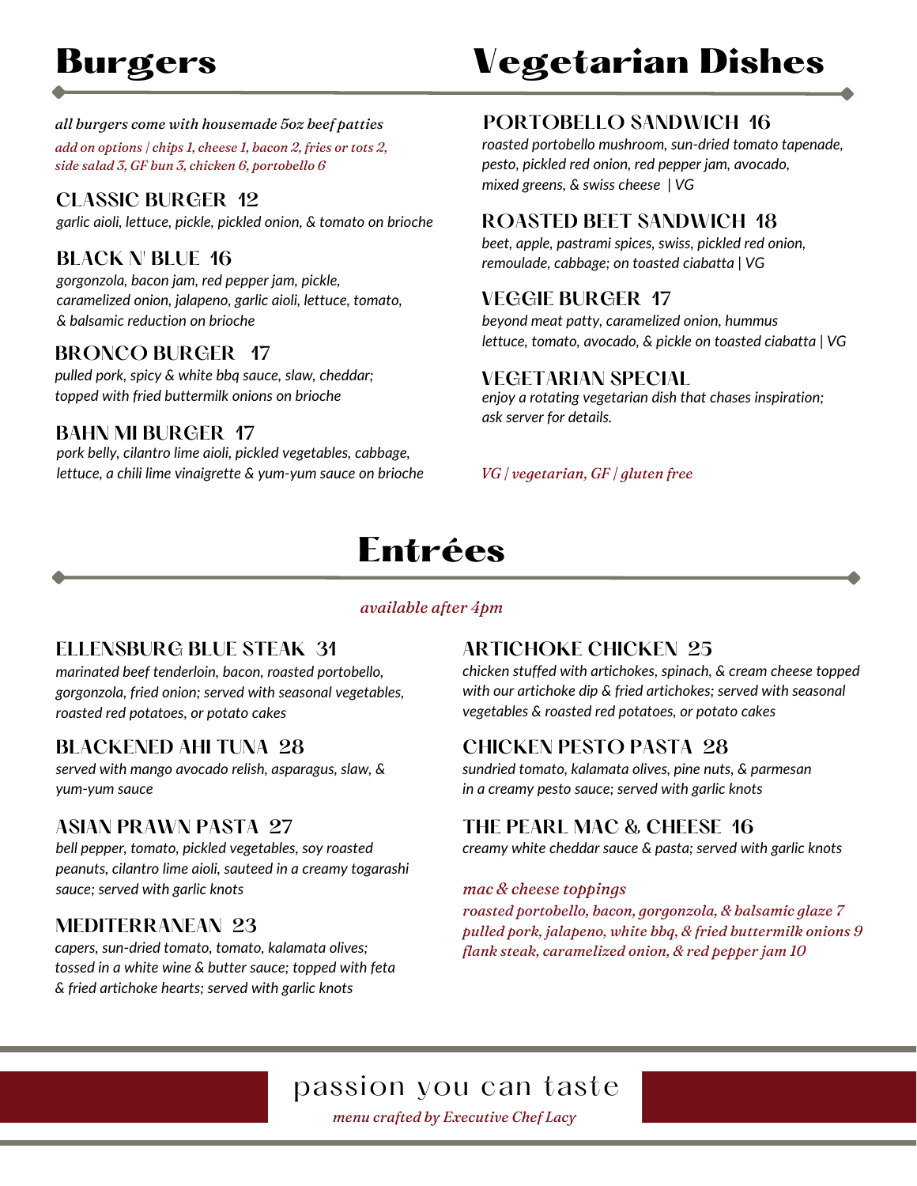# Burgers

*all burgers come with housemade 5oz beef patties*

*add on options | chips 1, cheese 1, bacon 2, fries or tots 2, side salad 3, GF bun 3, chicken 6, portobello 6*

### CLASSIC BURGER 12

*garlic aioli, lettuce, pickle, pickled onion, & tomato on brioche*

### BLACK N' BLUE 16

*gorgonzola, bacon jam, red pepper jam, pickle, caramelized onion, jalapeno, garlic aioli, lettuce, tomato, & balsamic reduction on brioche*

### BRONCO BURGER 17

*pulled pork, spicy & white bbq sauce, slaw, cheddar; topped with fried buttermilk onions on brioche*

### BAHN MI BURGER 17

*pork belly, cilantro lime aioli, pickled vegetables, cabbage, lettuce, a chili lime vinaigrette & yum-yum sauce on brioche*

# Vegetarian Dishes

### PORTOBELLO SANDWICH 16

*roasted portobello mushroom, sun-dried tomato tapenade, pesto, pickled red onion, red pepper jam, avocado, mixed greens, & swiss cheese | VG*

### ROASTED BEET SANDWICH 18

*beet, apple, pastrami spices, swiss, pickled red onion, remoulade, cabbage; on toasted ciabatta | VG*

### VEGGIE BURGER 17

*beyond meat patty, caramelized onion, hummus lettuce, tomato, avocado, & pickle on toasted ciabatta | VG*

### VEGETARIAN SPECIAL

*enjoy a rotating vegetarian dish that chases inspiration; ask server for details.*

*VG | vegetarian, GF | gluten free*

# Entrées

*available after 4pm*

### ELLENSBURG BLUE STEAK 31

*marinated beef tenderloin, bacon, roasted portobello, gorgonzola, fried onion; served with seasonal vegetables, roasted red potatoes, or potato cakes*

### BLACKENED AHI TUNA 28

*served with mango avocado relish, asparagus, slaw, & yum-yum sauce*

### ASIAN PRAWN PASTA 27

*bell pepper, tomato, pickled vegetables, soy roasted peanuts, cilantro lime aioli, sauteed in a creamy togarashi sauce; served with garlic knots*

### MEDITERRANEAN 23

*capers, sun-dried tomato, tomato, kalamata olives; tossed in a white wine & butter sauce; topped with feta & fried artichoke hearts; served with garlic knots*

### ARTICHOKE CHICKEN 25

*chicken stuffed with artichokes, spinach, & cream cheese topped with our artichoke dip & fried artichokes; served with seasonal vegetables & roasted red potatoes, or potato cakes*

### CHICKEN PESTO PASTA 28

*sundried tomato, kalamata olives, pine nuts, & parmesan in a creamy pesto sauce; served with garlic knots*

### THE PEARL MAC & CHEESE 16

*creamy white cheddar sauce & pasta; served with garlic knots*

*mac & cheese toppings*

*roasted portobello, bacon, gorgonzola, & balsamic glaze 7*

*pulled pork, jalapeno, white bbq, & fried buttermilk onions 9*

*flank steak, caramelized onion, & red pepper jam 10*

passion you can taste

*menu crafted by Executive Chef Lacy*